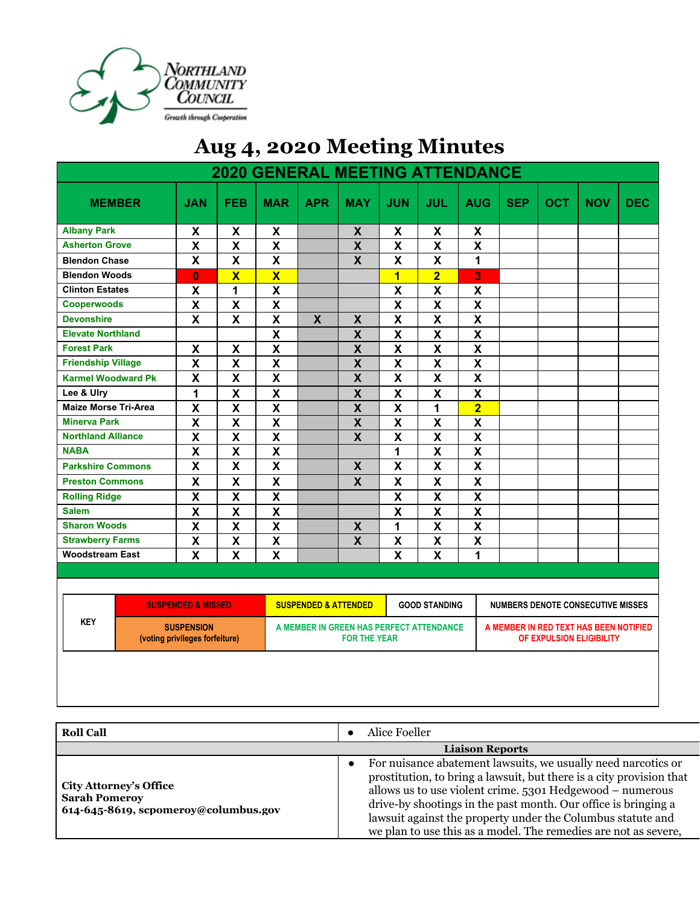Northland Community Council
Growth through Cooperation

# Aug 4, 2020 Meeting Minutes

## 2020 GENERAL MEETING ATTENDANCE

| MEMBER | JAN | FEB | MAR | APR | MAY | JUN | JUL | AUG | SEP | OCT | NOV | DEC |
|---|---|---|---|---|---|---|---|---|---|---|---|---|
| Albany Park | X | X | X | | X | X | X | X | | | | |
| Asherton Grove | X | X | X | | X | X | X | X | | | | |
| Blendon Chase | X | X | X | | X | X | X | 1 | | | | |
| Blendon Woods | 0 | X | X | | | 1 | 2 | 3 | | | | |
| Clinton Estates | X | 1 | X | | | X | X | X | | | | |
| Cooperwoods | X | X | X | | | X | X | X | | | | |
| Devonshire | X | X | X | X | X | X | X | X | | | | |
| Elevate Northland | | | X | | X | X | X | X | | | | |
| Forest Park | X | X | X | | X | X | X | X | | | | |
| Friendship Village | X | X | X | | X | X | X | X | | | | |
| Karmel Woodward Pk | X | X | X | | X | X | X | X | | | | |
| Lee & Ulry | 1 | X | X | | X | X | X | X | | | | |
| Maize Morse Tri-Area | X | X | X | | X | X | 1 | 2 | | | | |
| Minerva Park | X | X | X | | X | X | X | X | | | | |
| Northland Alliance | X | X | X | | X | X | X | X | | | | |
| NABA | X | X | X | | | 1 | X | X | | | | |
| Parkshire Commons | X | X | X | | X | X | X | X | | | | |
| Preston Commons | X | X | X | | X | X | X | X | | | | |
| Rolling Ridge | X | X | X | | | X | X | X | | | | |
| Salem | X | X | X | | | X | X | X | | | | |
| Sharon Woods | X | X | X | | X | 1 | X | X | | | | |
| Strawberry Farms | X | X | X | | X | X | X | X | | | | |
| Woodstream East | X | X | X | | | X | X | 1 | | | | |

| KEY | | | | |
|---|---|---|---|---|
| KEY | SUSPENDED & MISSED | SUSPENDED & ATTENDED | GOOD STANDING | NUMBERS DENOTE CONSECUTIVE MISSES |
| | SUSPENSION (voting privileges forfeiture) | A MEMBER IN GREEN HAS PERFECT ATTENDANCE FOR THE YEAR | | A MEMBER IN RED TEXT HAS BEEN NOTIFIED OF EXPULSION ELIGIBILITY |

| Roll Call | • Alice Foeller |
|---|---|
| **Liaison Reports** | |
| **City Attorney's Office**<br>**Sarah Pomeroy**<br>**614-645-8619, scpomeroy@columbus.gov** | • For nuisance abatement lawsuits, we usually need narcotics or prostitution, to bring a lawsuit, but there is a city provision that allows us to use violent crime. 5301 Hedgewood – numerous drive-by shootings in the past month. Our office is bringing a lawsuit against the property under the Columbus statute and we plan to use this as a model. The remedies are not as severe, |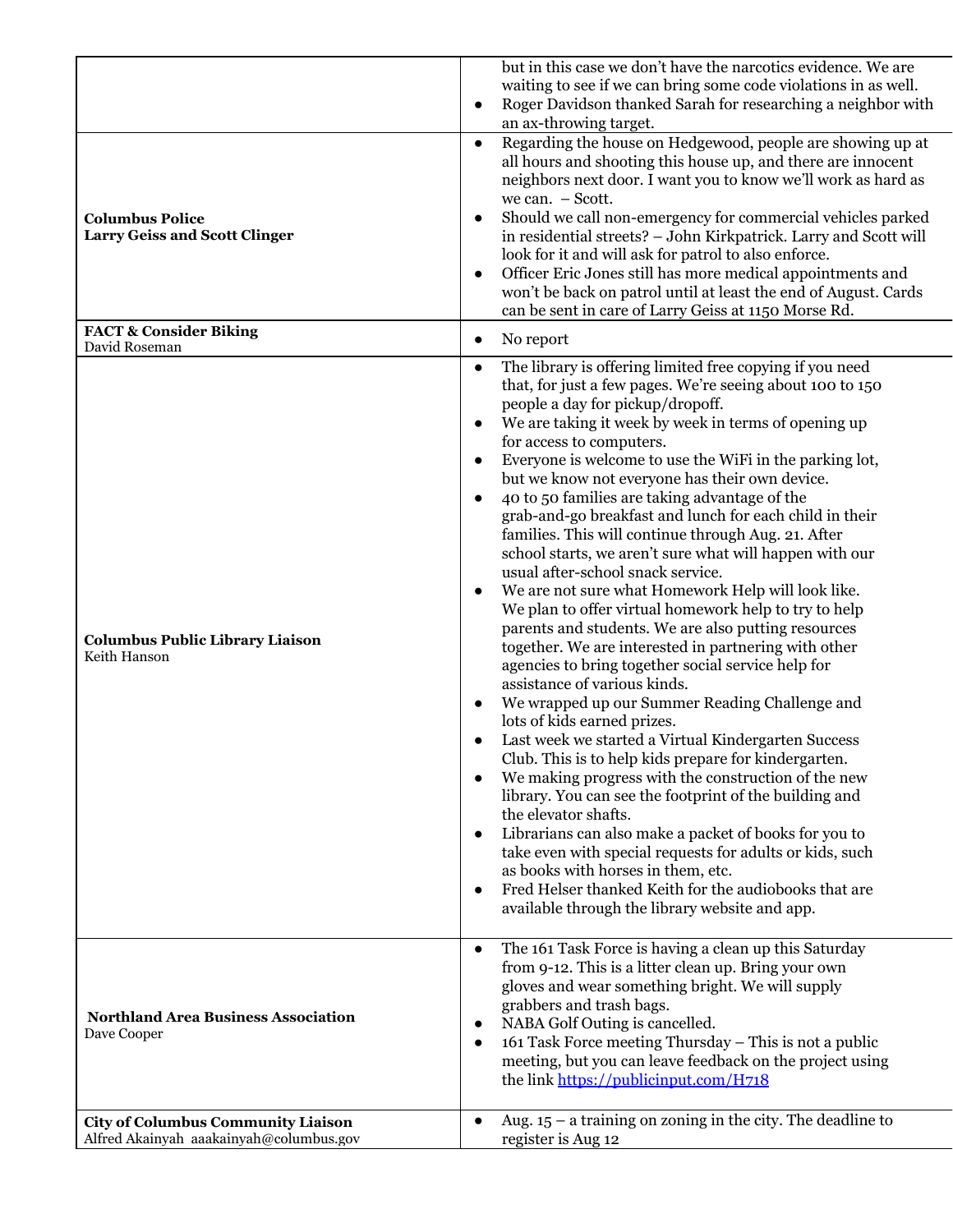| | |
|---|---|
| | but in this case we don't have the narcotics evidence. We are waiting to see if we can bring some code violations in as well.<br>• Roger Davidson thanked Sarah for researching a neighbor with an ax-throwing target. |
| **Columbus Police**<br>**Larry Geiss and Scott Clinger** | • Regarding the house on Hedgewood, people are showing up at all hours and shooting this house up, and there are innocent neighbors next door. I want you to know we'll work as hard as we can. – Scott.<br>• Should we call non-emergency for commercial vehicles parked in residential streets? – John Kirkpatrick. Larry and Scott will look for it and will ask for patrol to also enforce.<br>• Officer Eric Jones still has more medical appointments and won't be back on patrol until at least the end of August. Cards can be sent in care of Larry Geiss at 1150 Morse Rd. |
| **FACT & Consider Biking**<br>David Roseman | • No report |
| **Columbus Public Library Liaison**<br>Keith Hanson | • The library is offering limited free copying if you need that, for just a few pages. We're seeing about 100 to 150 people a day for pickup/dropoff.<br>• We are taking it week by week in terms of opening up for access to computers.<br>• Everyone is welcome to use the WiFi in the parking lot, but we know not everyone has their own device.<br>• 40 to 50 families are taking advantage of the grab-and-go breakfast and lunch for each child in their families. This will continue through Aug. 21. After school starts, we aren't sure what will happen with our usual after-school snack service.<br>• We are not sure what Homework Help will look like. We plan to offer virtual homework help to try to help parents and students. We are also putting resources together. We are interested in partnering with other agencies to bring together social service help for assistance of various kinds.<br>• We wrapped up our Summer Reading Challenge and lots of kids earned prizes.<br>• Last week we started a Virtual Kindergarten Success Club. This is to help kids prepare for kindergarten.<br>• We making progress with the construction of the new library. You can see the footprint of the building and the elevator shafts.<br>• Librarians can also make a packet of books for you to take even with special requests for adults or kids, such as books with horses in them, etc.<br>• Fred Helser thanked Keith for the audiobooks that are available through the library website and app. |
| **Northland Area Business Association**<br>Dave Cooper | • The 161 Task Force is having a clean up this Saturday from 9-12. This is a litter clean up. Bring your own gloves and wear something bright. We will supply grabbers and trash bags.<br>• NABA Golf Outing is cancelled.<br>• 161 Task Force meeting Thursday – This is not a public meeting, but you can leave feedback on the project using the link [https://publicinput.com/H718](https://publicinput.com/H718) |
| **City of Columbus Community Liaison**<br>Alfred Akainyah aaakainyah@columbus.gov | • Aug. 15 – a training on zoning in the city. The deadline to register is Aug 12 |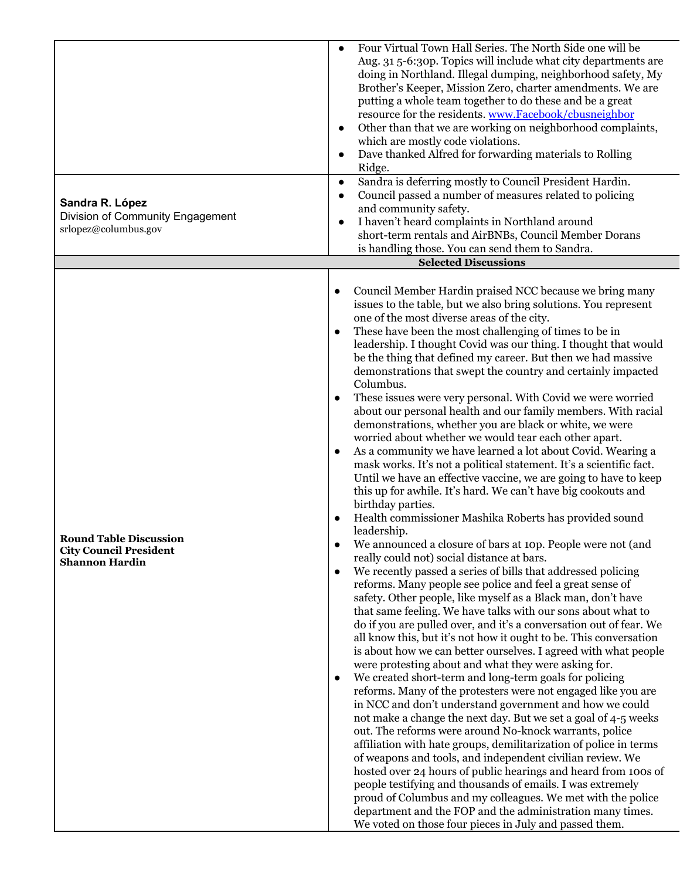| | |
|---|---|
| | • Four Virtual Town Hall Series. The North Side one will be Aug. 31 5-6:30p. Topics will include what city departments are doing in Northland. Illegal dumping, neighborhood safety, My Brother's Keeper, Mission Zero, charter amendments. We are putting a whole team together to do these and be a great resource for the residents. [www.Facebook/cbusneighbor](www.Facebook/cbusneighbor)<br>• Other than that we are working on neighborhood complaints, which are mostly code violations.<br>• Dave thanked Alfred for forwarding materials to Rolling Ridge. |
| **Sandra R. López**<br>Division of Community Engagement<br>srlopez@columbus.gov | • Sandra is deferring mostly to Council President Hardin.<br>• Council passed a number of measures related to policing and community safety.<br>• I haven't heard complaints in Northland around short-term rentals and AirBNBs, Council Member Dorans is handling those. You can send them to Sandra. |
| **Selected Discussions** | |
| **Round Table Discussion**<br>**City Council President**<br>**Shannon Hardin** | • Council Member Hardin praised NCC because we bring many issues to the table, but we also bring solutions. You represent one of the most diverse areas of the city.<br>• These have been the most challenging of times to be in leadership. I thought Covid was our thing. I thought that would be the thing that defined my career. But then we had massive demonstrations that swept the country and certainly impacted Columbus.<br>• These issues were very personal. With Covid we were worried about our personal health and our family members. With racial demonstrations, whether you are black or white, we were worried about whether we would tear each other apart.<br>• As a community we have learned a lot about Covid. Wearing a mask works. It's not a political statement. It's a scientific fact. Until we have an effective vaccine, we are going to have to keep this up for awhile. It's hard. We can't have big cookouts and birthday parties.<br>• Health commissioner Mashika Roberts has provided sound leadership.<br>• We announced a closure of bars at 10p. People were not (and really could not) social distance at bars.<br>• We recently passed a series of bills that addressed policing reforms. Many people see police and feel a great sense of safety. Other people, like myself as a Black man, don't have that same feeling. We have talks with our sons about what to do if you are pulled over, and it's a conversation out of fear. We all know this, but it's not how it ought to be. This conversation is about how we can better ourselves. I agreed with what people were protesting about and what they were asking for.<br>• We created short-term and long-term goals for policing reforms. Many of the protesters were not engaged like you are in NCC and don't understand government and how we could not make a change the next day. But we set a goal of 4-5 weeks out. The reforms were around No-knock warrants, police affiliation with hate groups, demilitarization of police in terms of weapons and tools, and independent civilian review. We hosted over 24 hours of public hearings and heard from 100s of people testifying and thousands of emails. I was extremely proud of Columbus and my colleagues. We met with the police department and the FOP and the administration many times. We voted on those four pieces in July and passed them. |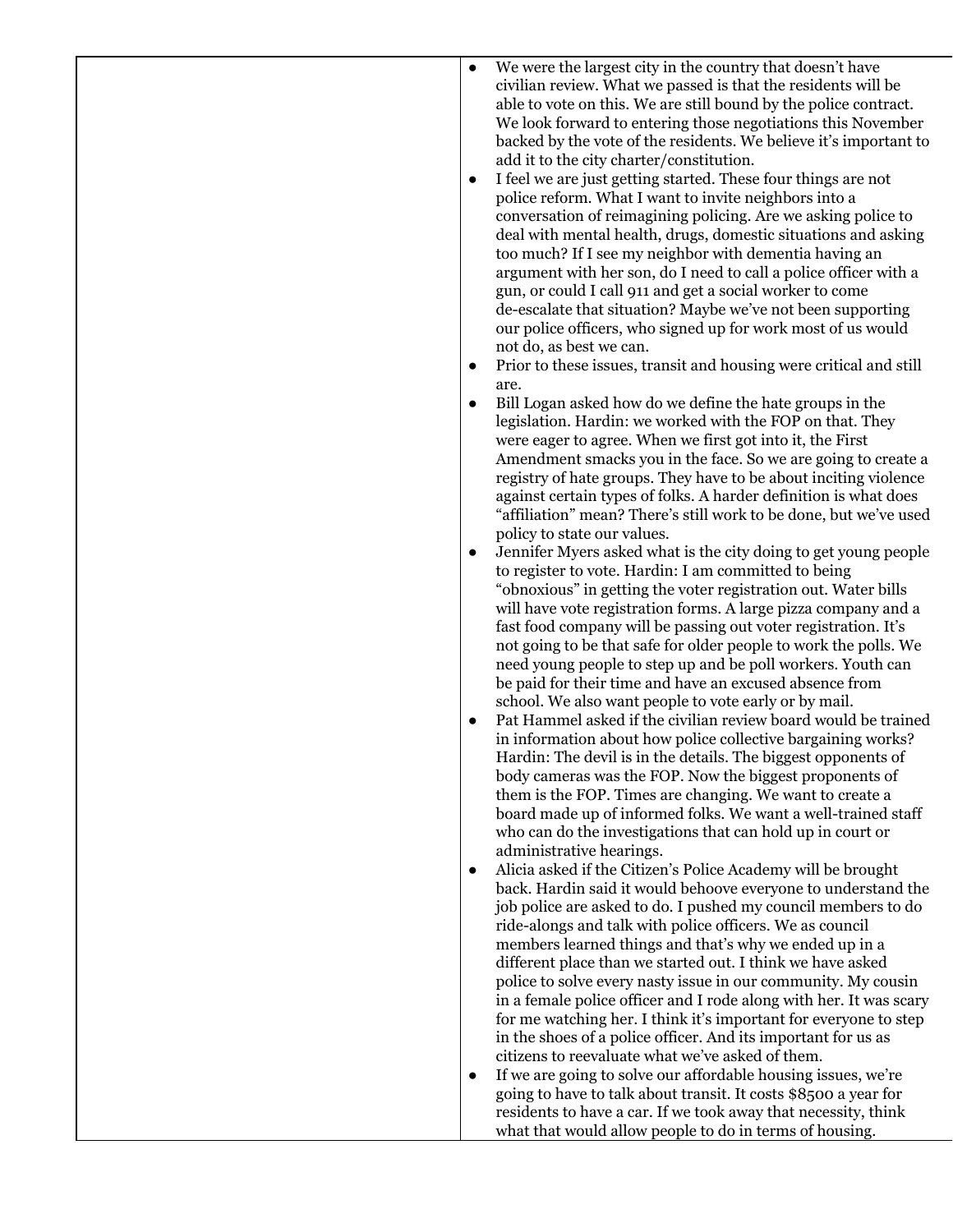| | |
|---|---|
| | • We were the largest city in the country that doesn't have civilian review. What we passed is that the residents will be able to vote on this. We are still bound by the police contract. We look forward to entering those negotiations this November backed by the vote of the residents. We believe it's important to add it to the city charter/constitution.<br>• I feel we are just getting started. These four things are not police reform. What I want to invite neighbors into a conversation of reimagining policing. Are we asking police to deal with mental health, drugs, domestic situations and asking too much? If I see my neighbor with dementia having an argument with her son, do I need to call a police officer with a gun, or could I call 911 and get a social worker to come de-escalate that situation? Maybe we've not been supporting our police officers, who signed up for work most of us would not do, as best we can.<br>• Prior to these issues, transit and housing were critical and still are.<br>• Bill Logan asked how do we define the hate groups in the legislation. Hardin: we worked with the FOP on that. They were eager to agree. When we first got into it, the First Amendment smacks you in the face. So we are going to create a registry of hate groups. They have to be about inciting violence against certain types of folks. A harder definition is what does "affiliation" mean? There's still work to be done, but we've used policy to state our values.<br>• Jennifer Myers asked what is the city doing to get young people to register to vote. Hardin: I am committed to being "obnoxious" in getting the voter registration out. Water bills will have vote registration forms. A large pizza company and a fast food company will be passing out voter registration. It's not going to be that safe for older people to work the polls. We need young people to step up and be poll workers. Youth can be paid for their time and have an excused absence from school. We also want people to vote early or by mail.<br>• Pat Hammel asked if the civilian review board would be trained in information about how police collective bargaining works? Hardin: The devil is in the details. The biggest opponents of body cameras was the FOP. Now the biggest proponents of them is the FOP. Times are changing. We want to create a board made up of informed folks. We want a well-trained staff who can do the investigations that can hold up in court or administrative hearings.<br>• Alicia asked if the Citizen's Police Academy will be brought back. Hardin said it would behoove everyone to understand the job police are asked to do. I pushed my council members to do ride-alongs and talk with police officers. We as council members learned things and that's why we ended up in a different place than we started out. I think we have asked police to solve every nasty issue in our community. My cousin in a female police officer and I rode along with her. It was scary for me watching her. I think it's important for everyone to step in the shoes of a police officer. And its important for us as citizens to reevaluate what we've asked of them.<br>• If we are going to solve our affordable housing issues, we're going to have to talk about transit. It costs $8500 a year for residents to have a car. If we took away that necessity, think what that would allow people to do in terms of housing. |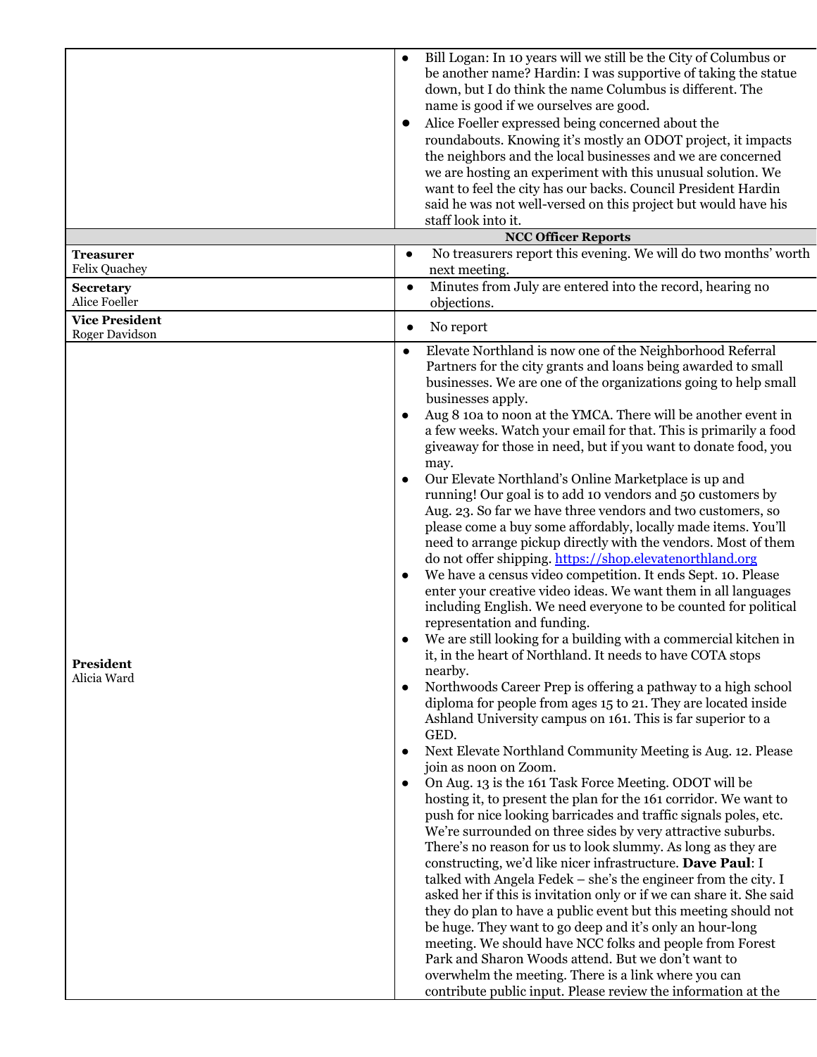| | |
|---|---|
| | • Bill Logan: In 10 years will we still be the City of Columbus or be another name? Hardin: I was supportive of taking the statue down, but I do think the name Columbus is different. The name is good if we ourselves are good.<br>• Alice Foeller expressed being concerned about the roundabouts. Knowing it's mostly an ODOT project, it impacts the neighbors and the local businesses and we are concerned we are hosting an experiment with this unusual solution. We want to feel the city has our backs. Council President Hardin said he was not well-versed on this project but would have his staff look into it. |
| **NCC Officer Reports** | |
| **Treasurer**<br>Felix Quachey | • No treasurers report this evening. We will do two months' worth next meeting. |
| **Secretary**<br>Alice Foeller | • Minutes from July are entered into the record, hearing no objections. |
| **Vice President**<br>Roger Davidson | • No report |
| **President**<br>Alicia Ward | • Elevate Northland is now one of the Neighborhood Referral Partners for the city grants and loans being awarded to small businesses. We are one of the organizations going to help small businesses apply.<br>• Aug 8 10a to noon at the YMCA. There will be another event in a few weeks. Watch your email for that. This is primarily a food giveaway for those in need, but if you want to donate food, you may.<br>• Our Elevate Northland's Online Marketplace is up and running! Our goal is to add 10 vendors and 50 customers by Aug. 23. So far we have three vendors and two customers, so please come a buy some affordably, locally made items. You'll need to arrange pickup directly with the vendors. Most of them do not offer shipping. [https://shop.elevatenorthland.org](https://shop.elevatenorthland.org)<br>• We have a census video competition. It ends Sept. 10. Please enter your creative video ideas. We want them in all languages including English. We need everyone to be counted for political representation and funding.<br>• We are still looking for a building with a commercial kitchen in it, in the heart of Northland. It needs to have COTA stops nearby.<br>• Northwoods Career Prep is offering a pathway to a high school diploma for people from ages 15 to 21. They are located inside Ashland University campus on 161. This is far superior to a GED.<br>• Next Elevate Northland Community Meeting is Aug. 12. Please join as noon on Zoom.<br>• On Aug. 13 is the 161 Task Force Meeting. ODOT will be hosting it, to present the plan for the 161 corridor. We want to push for nice looking barricades and traffic signals poles, etc. We're surrounded on three sides by very attractive suburbs. There's no reason for us to look slummy. As long as they are constructing, we'd like nicer infrastructure. **Dave Paul**: I talked with Angela Fedek – she's the engineer from the city. I asked her if this is invitation only or if we can share it. She said they do plan to have a public event but this meeting should not be huge. They want to go deep and it's only an hour-long meeting. We should have NCC folks and people from Forest Park and Sharon Woods attend. But we don't want to overwhelm the meeting. There is a link where you can contribute public input. Please review the information at the |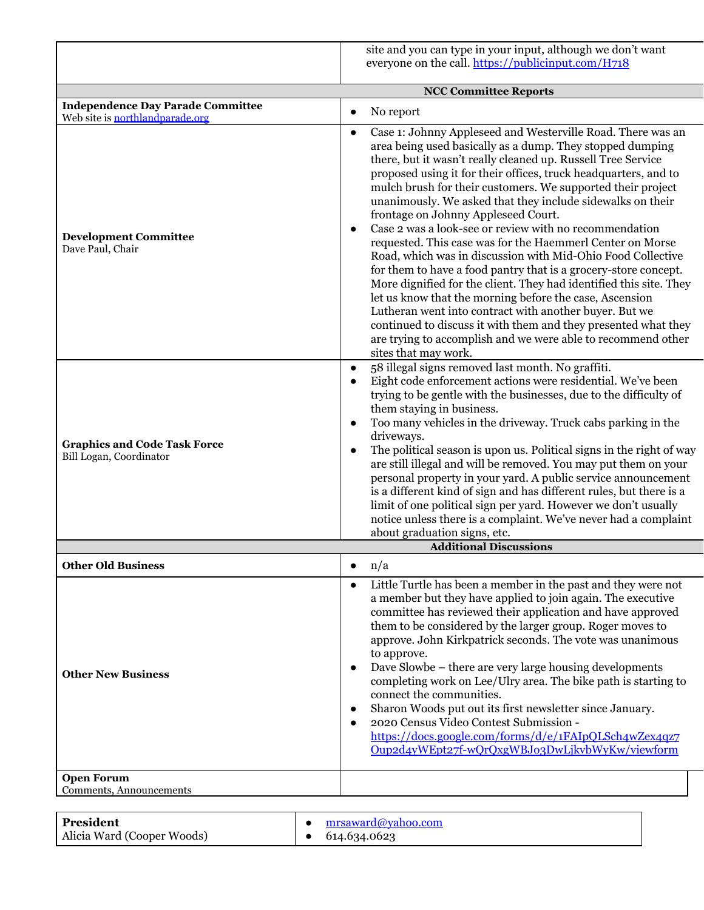| | |
|---|---|
| | site and you can type in your input, although we don't want everyone on the call. https://publicinput.com/H718 |
| | **NCC Committee Reports** |
| **Independence Day Parade Committee**<br>Web site is northlandparade.org | • No report |
| **Development Committee**<br>Dave Paul, Chair | • Case 1: Johnny Appleseed and Westerville Road. There was an area being used basically as a dump. They stopped dumping there, but it wasn't really cleaned up. Russell Tree Service proposed using it for their offices, truck headquarters, and to mulch brush for their customers. We supported their project unanimously. We asked that they include sidewalks on their frontage on Johnny Appleseed Court.<br>• Case 2 was a look-see or review with no recommendation requested. This case was for the Haemmerl Center on Morse Road, which was in discussion with Mid-Ohio Food Collective for them to have a food pantry that is a grocery-store concept. More dignified for the client. They had identified this site. They let us know that the morning before the case, Ascension Lutheran went into contract with another buyer. But we continued to discuss it with them and they presented what they are trying to accomplish and we were able to recommend other sites that may work. |
| **Graphics and Code Task Force**<br>Bill Logan, Coordinator | • 58 illegal signs removed last month. No graffiti.<br>• Eight code enforcement actions were residential. We've been trying to be gentle with the businesses, due to the difficulty of them staying in business.<br>• Too many vehicles in the driveway. Truck cabs parking in the driveways.<br>• The political season is upon us. Political signs in the right of way are still illegal and will be removed. You may put them on your personal property in your yard. A public service announcement is a different kind of sign and has different rules, but there is a limit of one political sign per yard. However we don't usually notice unless there is a complaint. We've never had a complaint about graduation signs, etc. |
| | **Additional Discussions** |
| **Other Old Business** | • n/a |
| **Other New Business** | • Little Turtle has been a member in the past and they were not a member but they have applied to join again. The executive committee has reviewed their application and have approved them to be considered by the larger group. Roger moves to approve. John Kirkpatrick seconds. The vote was unanimous to approve.<br>• Dave Slowbe – there are very large housing developments completing work on Lee/Ulry area. The bike path is starting to connect the communities.<br>• Sharon Woods put out its first newsletter since January.<br>• 2020 Census Video Contest Submission - https://docs.google.com/forms/d/e/1FAIpQLSch4wZex4qz7Oup2d4yWEpt27f-wQrQxgWBJo3DwLjkvbWyKw/viewform |
| **Open Forum**<br>Comments, Announcements | |

| | |
|---|---|
| **President**<br>Alicia Ward (Cooper Woods) | • mrsaward@yahoo.com<br>• 614.634.0623 |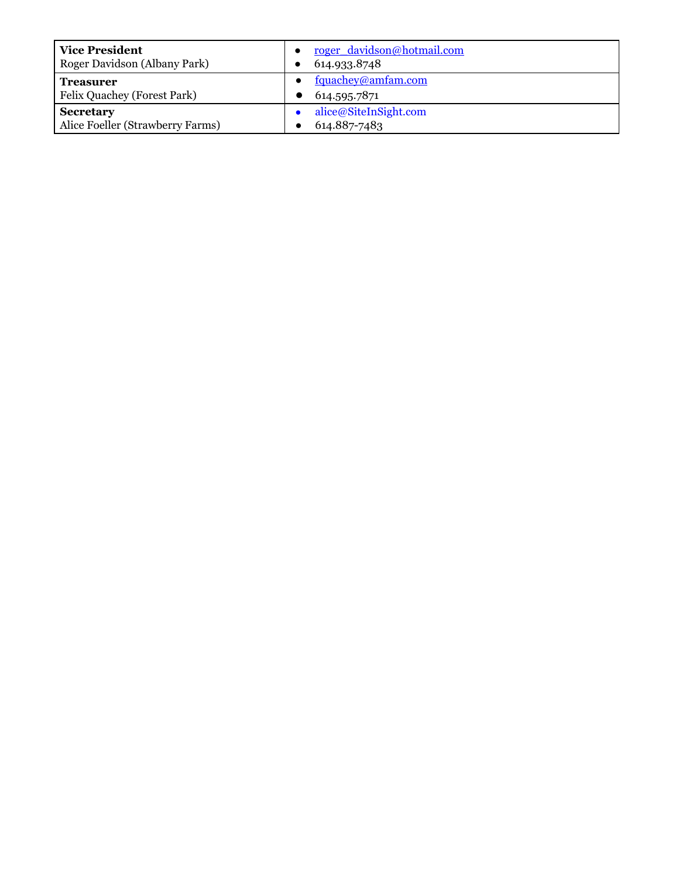| | |
|---|---|
| **Vice President**<br>Roger Davidson (Albany Park) | • roger_davidson@hotmail.com<br>• 614.933.8748 |
| **Treasurer**<br>Felix Quachey (Forest Park) | • fquachey@amfam.com<br>• 614.595.7871 |
| **Secretary**<br>Alice Foeller (Strawberry Farms) | • alice@SiteInSight.com<br>• 614.887-7483 |